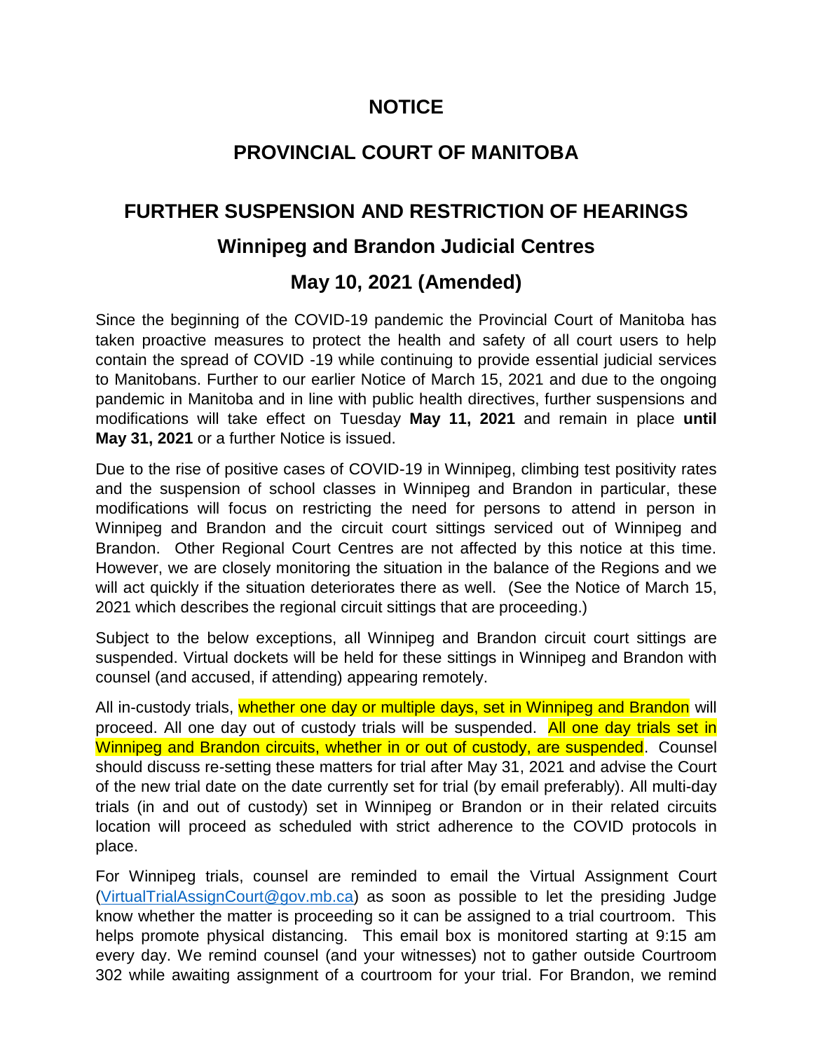# NOTICE

## PROVINCIAL COURT OF MANITOBA

## FURTHER SUSPENSION AND RESTRICTION OF HEARINGS

### Winnipeg and Brandon Judicial Centres

### May 10, 2021 (Amended)

Since the beginning of the COVID-19 pandemic the Provincial Court of Manitoba has taken proactive measures to protect the health and safety of all court users to help contain the spread of COVID -19 while continuing to provide essential judicial services to Manitobans. Further to our earlier Notice of March 15, 2021 and due to the ongoing pandemic in Manitoba and in line with public health directives, further suspensions and modifications will take effect on Tuesday **May 11, 2021** and remain in place **until May 31, 2021** or a further Notice is issued.

Due to the rise of positive cases of COVID-19 in Winnipeg, climbing test positivity rates and the suspension of school classes in Winnipeg and Brandon in particular, these modifications will focus on restricting the need for persons to attend in person in Winnipeg and Brandon and the circuit court sittings serviced out of Winnipeg and Brandon. Other Regional Court Centres are not affected by this notice at this time. However, we are closely monitoring the situation in the balance of the Regions and we will act quickly if the situation deteriorates there as well. (See the Notice of March 15, 2021 which describes the regional circuit sittings that are proceeding.)

Subject to the below exceptions, all Winnipeg and Brandon circuit court sittings are suspended. Virtual dockets will be held for these sittings in Winnipeg and Brandon with counsel (and accused, if attending) appearing remotely.

All in-custody trials, whether one day or multiple days, set in Winnipeg and Brandon will proceed. All one day out of custody trials will be suspended. All one day trials set in Winnipeg and Brandon circuits, whether in or out of custody, are suspended. Counsel should discuss re-setting these matters for trial after May 31, 2021 and advise the Court of the new trial date on the date currently set for trial (by email preferably). All multi-day trials (in and out of custody) set in Winnipeg or Brandon or in their related circuits location will proceed as scheduled with strict adherence to the COVID protocols in place.

For Winnipeg trials, counsel are reminded to email the Virtual Assignment Court (VirtualTrialAssignCourt@gov.mb.ca) as soon as possible to let the presiding Judge know whether the matter is proceeding so it can be assigned to a trial courtroom. This helps promote physical distancing. This email box is monitored starting at 9:15 am every day. We remind counsel (and your witnesses) not to gather outside Courtroom 302 while awaiting assignment of a courtroom for your trial. For Brandon, we remind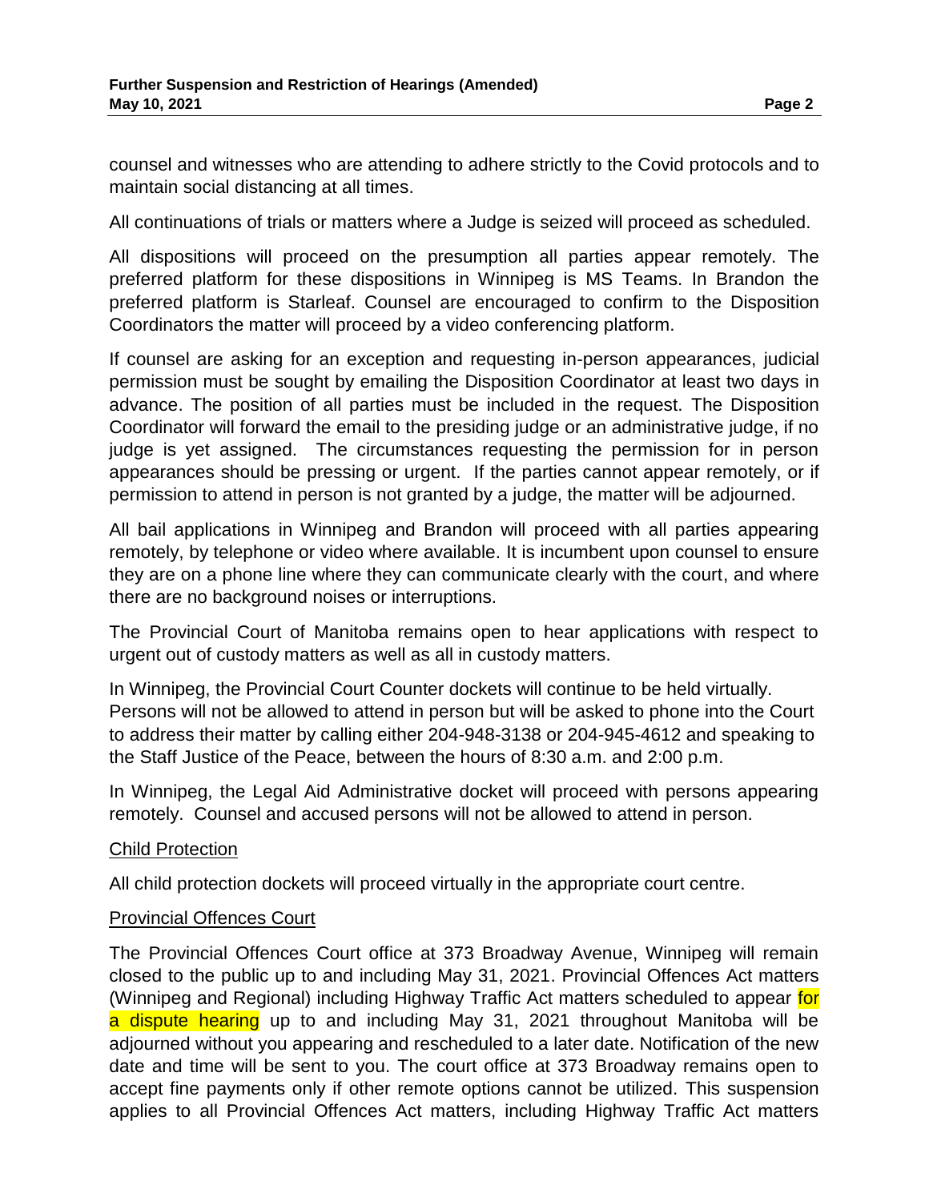counsel and witnesses who are attending to adhere strictly to the Covid protocols and to maintain social distancing at all times.

All continuations of trials or matters where a Judge is seized will proceed as scheduled.

All dispositions will proceed on the presumption all parties appear remotely. The preferred platform for these dispositions in Winnipeg is MS Teams. In Brandon the preferred platform is Starleaf. Counsel are encouraged to confirm to the Disposition Coordinators the matter will proceed by a video conferencing platform.

If counsel are asking for an exception and requesting in-person appearances, judicial permission must be sought by emailing the Disposition Coordinator at least two days in advance. The position of all parties must be included in the request. The Disposition Coordinator will forward the email to the presiding judge or an administrative judge, if no judge is yet assigned. The circumstances requesting the permission for in person appearances should be pressing or urgent. If the parties cannot appear remotely, or if permission to attend in person is not granted by a judge, the matter will be adjourned.

All bail applications in Winnipeg and Brandon will proceed with all parties appearing remotely, by telephone or video where available. It is incumbent upon counsel to ensure they are on a phone line where they can communicate clearly with the court, and where there are no background noises or interruptions.

The Provincial Court of Manitoba remains open to hear applications with respect to urgent out of custody matters as well as all in custody matters.

In Winnipeg, the Provincial Court Counter dockets will continue to be held virtually. Persons will not be allowed to attend in person but will be asked to phone into the Court to address their matter by calling either 204-948-3138 or 204-945-4612 and speaking to the Staff Justice of the Peace, between the hours of 8:30 a.m. and 2:00 p.m.

In Winnipeg, the Legal Aid Administrative docket will proceed with persons appearing remotely. Counsel and accused persons will not be allowed to attend in person.

## Child Protection

All child protection dockets will proceed virtually in the appropriate court centre.

## Provincial Offences Court

The Provincial Offences Court office at 373 Broadway Avenue, Winnipeg will remain closed to the public up to and including May 31, 2021. Provincial Offences Act matters (Winnipeg and Regional) including Highway Traffic Act matters scheduled to appear for a dispute hearing up to and including May 31, 2021 throughout Manitoba will be adjourned without you appearing and rescheduled to a later date. Notification of the new date and time will be sent to you. The court office at 373 Broadway remains open to accept fine payments only if other remote options cannot be utilized. This suspension applies to all Provincial Offences Act matters, including Highway Traffic Act matters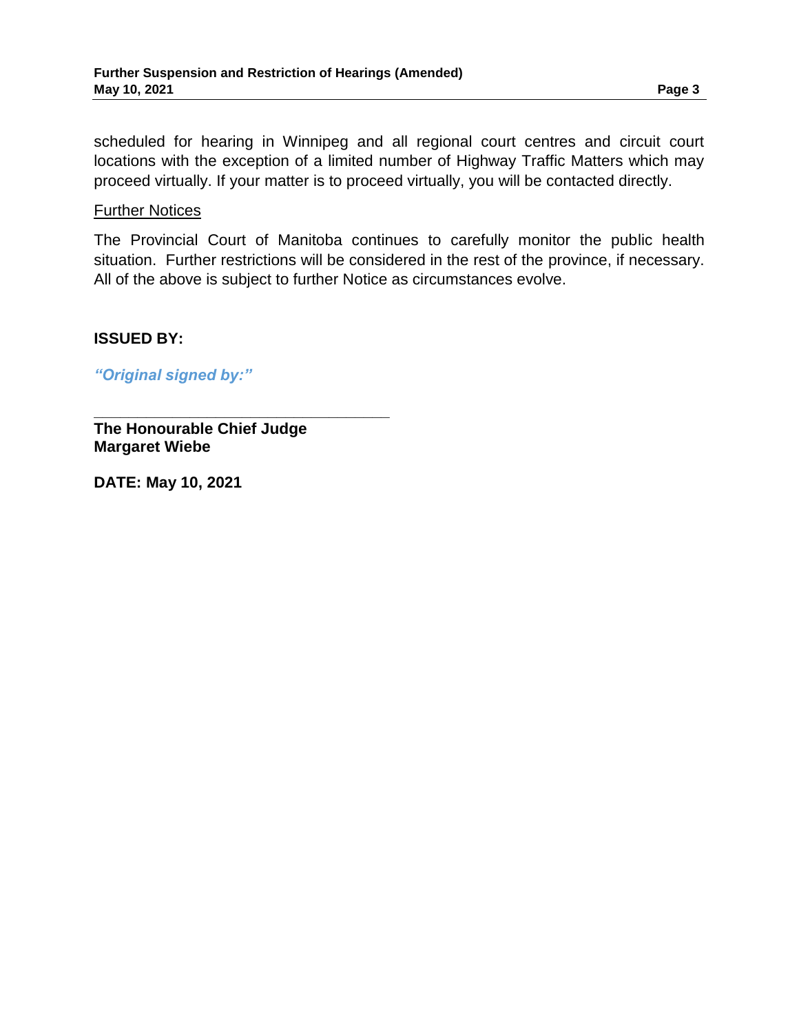scheduled for hearing in Winnipeg and all regional court centres and circuit court locations with the exception of a limited number of Highway Traffic Matters which may proceed virtually. If your matter is to proceed virtually, you will be contacted directly.

Further Notices

The Provincial Court of Manitoba continues to carefully monitor the public health situation. Further restrictions will be considered in the rest of the province, if necessary. All of the above is subject to further Notice as circumstances evolve.

**ISSUED BY:**

***"Original signed by:"***

\_\_\_\_\_\_\_\_\_\_\_\_\_\_\_\_\_\_\_\_\_\_\_\_\_\_\_\_\_\_\_\_\_\_\_\_

**The Honourable Chief Judge**
**Margaret Wiebe**

**DATE: May 10, 2021**